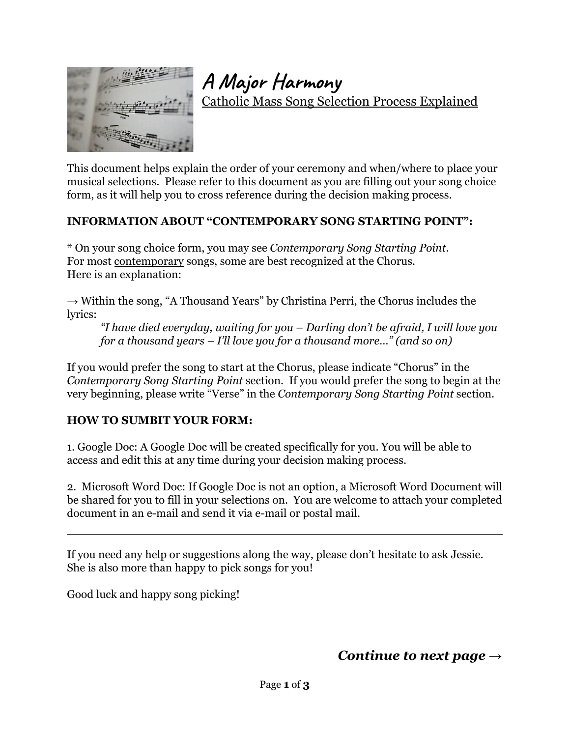# A Major Harmony

<u>Catholic Mass Song Selection Process Explained</u>

This document helps explain the order of your ceremony and when/where to place your musical selections. Please refer to this document as you are filling out your song choice form, as it will help you to cross reference during the decision making process.

**INFORMATION ABOUT "CONTEMPORARY SONG STARTING POINT":**

* On your song choice form, you may see *Contemporary Song Starting Point*.
For most <u>contemporary</u> songs, some are best recognized at the Chorus.
Here is an explanation:

→ Within the song, "A Thousand Years" by Christina Perri, the Chorus includes the lyrics:

> *"I have died everyday, waiting for you – Darling don't be afraid, I will love you for a thousand years – I'll love you for a thousand more…" (and so on)*

If you would prefer the song to start at the Chorus, please indicate "Chorus" in the *Contemporary Song Starting Point* section. If you would prefer the song to begin at the very beginning, please write "Verse" in the *Contemporary Song Starting Point* section.

**HOW TO SUMBIT YOUR FORM:**

1. Google Doc: A Google Doc will be created specifically for you. You will be able to access and edit this at any time during your decision making process.

2. Microsoft Word Doc: If Google Doc is not an option, a Microsoft Word Document will be shared for you to fill in your selections on. You are welcome to attach your completed document in an e-mail and send it via e-mail or postal mail.

---

If you need any help or suggestions along the way, please don't hesitate to ask Jessie. She is also more than happy to pick songs for you!

Good luck and happy song picking!

***Continue to next page →***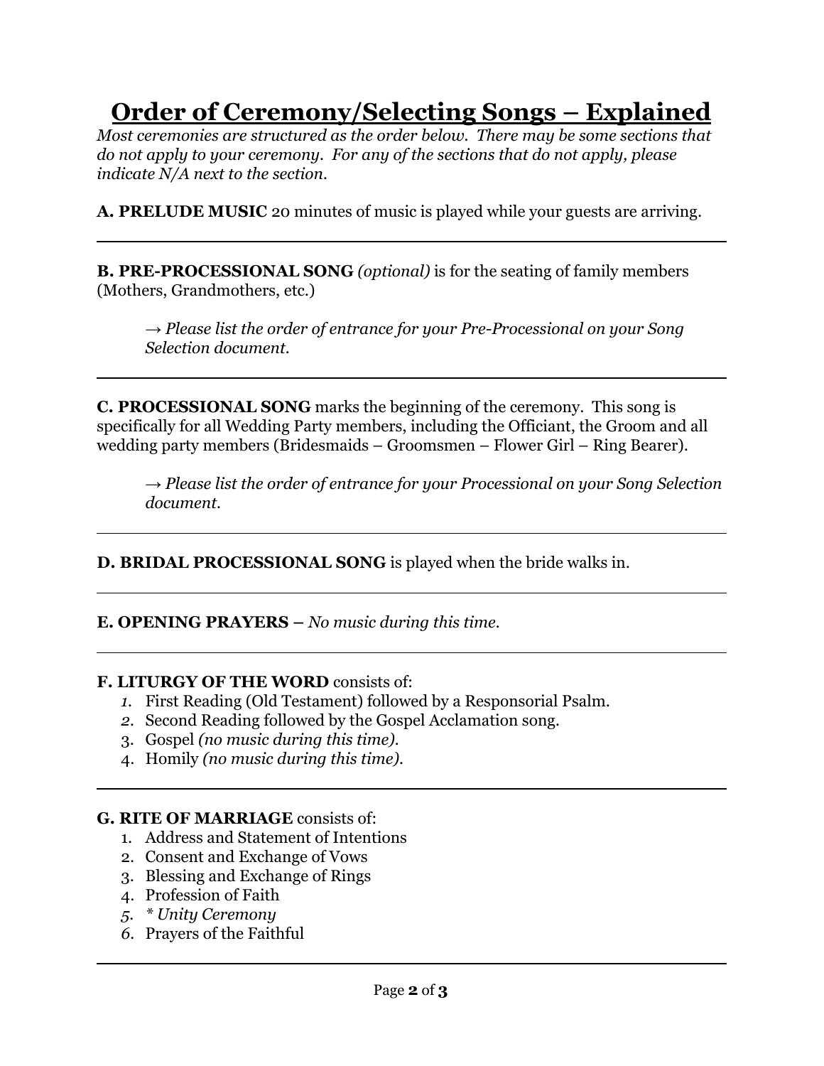# Order of Ceremony/Selecting Songs – Explained

*Most ceremonies are structured as the order below. There may be some sections that do not apply to your ceremony. For any of the sections that do not apply, please indicate N/A next to the section.*

**A. PRELUDE MUSIC** 20 minutes of music is played while your guests are arriving.

---

**B. PRE-PROCESSIONAL SONG** *(optional)* is for the seating of family members (Mothers, Grandmothers, etc.)

> *→ Please list the order of entrance for your Pre-Processional on your Song Selection document.*

---

**C. PROCESSIONAL SONG** marks the beginning of the ceremony. This song is specifically for all Wedding Party members, including the Officiant, the Groom and all wedding party members (Bridesmaids – Groomsmen – Flower Girl – Ring Bearer).

> *→ Please list the order of entrance for your Processional on your Song Selection document.*

---

**D. BRIDAL PROCESSIONAL SONG** is played when the bride walks in.

---

**E. OPENING PRAYERS –** *No music during this time.*

---

**F. LITURGY OF THE WORD** consists of:

1. First Reading (Old Testament) followed by a Responsorial Psalm.
2. Second Reading followed by the Gospel Acclamation song.
3. Gospel *(no music during this time).*
4. Homily *(no music during this time).*

---

**G. RITE OF MARRIAGE** consists of:

1. Address and Statement of Intentions
2. Consent and Exchange of Vows
3. Blessing and Exchange of Rings
4. Profession of Faith
5. *\* Unity Ceremony*
6. Prayers of the Faithful

---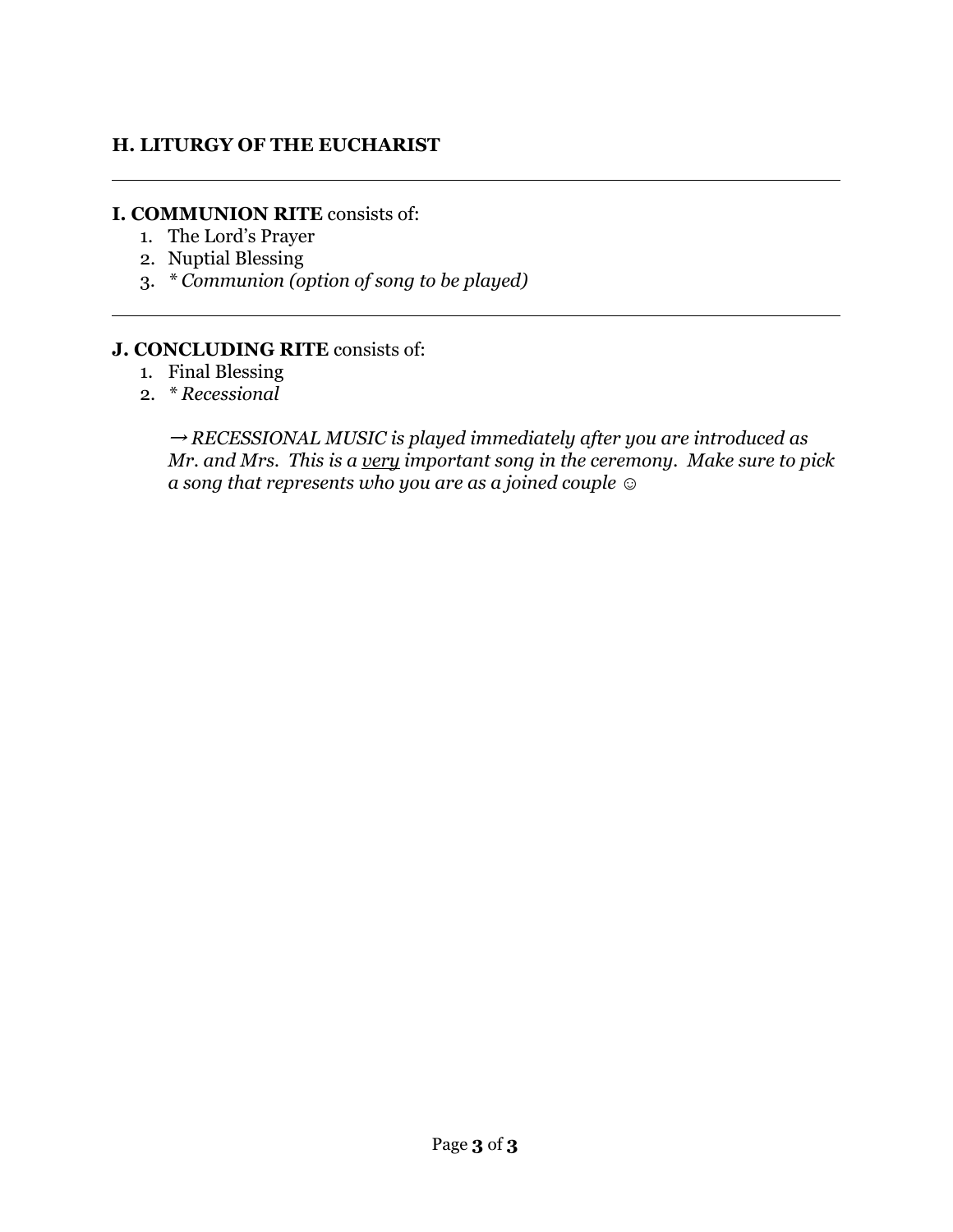**H. LITURGY OF THE EUCHARIST**

---

**I. COMMUNION RITE** consists of:

1. The Lord's Prayer
2. Nuptial Blessing
3. *\* Communion (option of song to be played)*

---

**J. CONCLUDING RITE** consists of:

1. Final Blessing
2. *\* Recessional*

   → *RECESSIONAL MUSIC is played immediately after you are introduced as Mr. and Mrs. This is a <u>very</u> important song in the ceremony. Make sure to pick a song that represents who you are as a joined couple* ☺